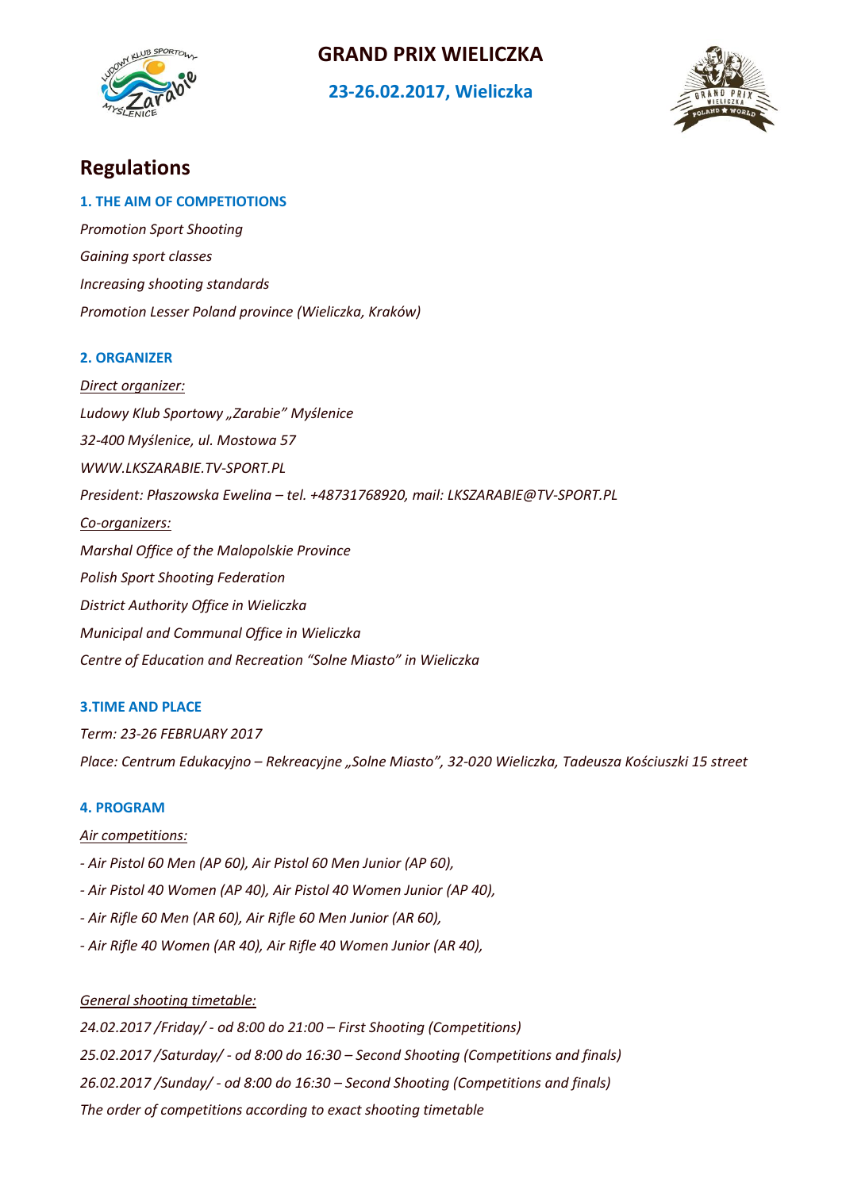# GRAND PRIX WIELICZKA

**23-26.02.2017, Wieliczka**

## Regulations

### 1. THE AIM OF COMPETIOTIONS

*Promotion Sport Shooting*

*Gaining sport classes*

*Increasing shooting standards*

*Promotion Lesser Poland province (Wieliczka, Kraków)*

### 2. ORGANIZER

*Direct organizer:*

*Ludowy Klub Sportowy „Zarabie" Myślenice*

*32-400 Myślenice, ul. Mostowa 57*

*WWW.LKSZARABIE.TV-SPORT.PL*

*President: Płaszowska Ewelina – tel. +48731768920, mail: LKSZARABIE@TV-SPORT.PL*

*Co-organizers:*

*Marshal Office of the Malopolskie Province*

*Polish Sport Shooting Federation*

*District Authority Office in Wieliczka*

*Municipal and Communal Office in Wieliczka*

*Centre of Education and Recreation "Solne Miasto" in Wieliczka*

### 3.TIME AND PLACE

*Term: 23-26 FEBRUARY 2017*

*Place: Centrum Edukacyjno – Rekreacyjne „Solne Miasto", 32-020 Wieliczka, Tadeusza Kościuszki 15 street*

### 4. PROGRAM

*Air competitions:*

*- Air Pistol 60 Men (AP 60), Air Pistol 60 Men Junior (AP 60),*

*- Air Pistol 40 Women (AP 40), Air Pistol 40 Women Junior (AP 40),*

*- Air Rifle 60 Men (AR 60), Air Rifle 60 Men Junior (AR 60),*

*- Air Rifle 40 Women (AR 40), Air Rifle 40 Women Junior (AR 40),*

*General shooting timetable:*

*24.02.2017 /Friday/ - od 8:00 do 21:00 – First Shooting (Competitions)*

*25.02.2017 /Saturday/ - od 8:00 do 16:30 – Second Shooting (Competitions and finals)*

*26.02.2017 /Sunday/ - od 8:00 do 16:30 – Second Shooting (Competitions and finals)*

*The order of competitions according to exact shooting timetable*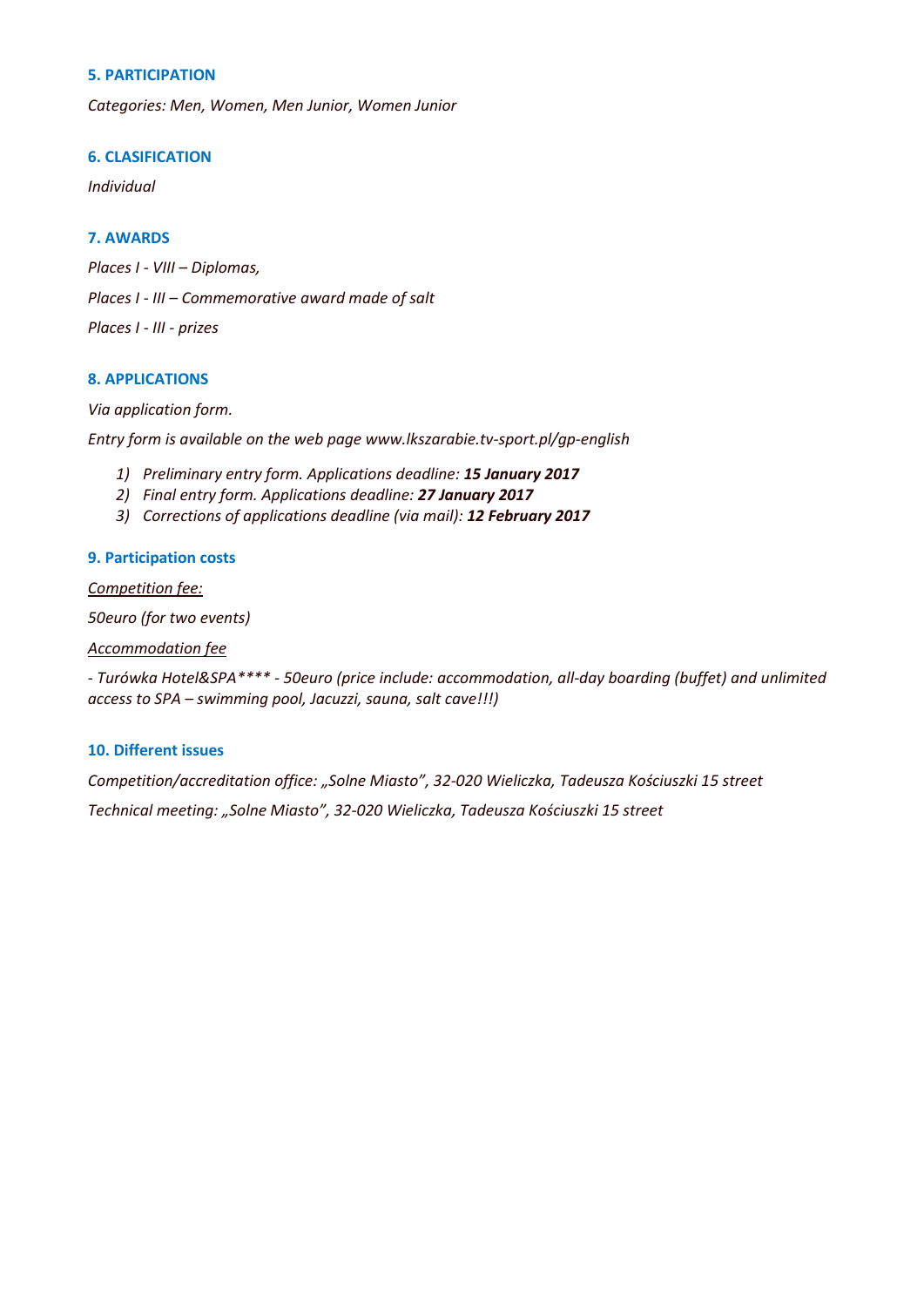### 5. PARTICIPATION

*Categories: Men, Women, Men Junior, Women Junior*

### 6. CLASIFICATION

*Individual*

### 7. AWARDS

*Places I - VIII – Diplomas,*

*Places I - III – Commemorative award made of salt*

*Places I - III - prizes*

### 8. APPLICATIONS

*Via application form.*

*Entry form is available on the web page www.lkszarabie.tv-sport.pl/gp-english*

1) *Preliminary entry form. Applications deadline:* ***15 January 2017***
2) *Final entry form. Applications deadline:* ***27 January 2017***
3) *Corrections of applications deadline (via mail):* ***12 February 2017***

### 9. Participation costs

<u>*Competition fee:*</u>

*50euro (for two events)*

<u>*Accommodation fee*</u>

*- Turówka Hotel&SPA**** - 50euro (price include: accommodation, all-day boarding (buffet) and unlimited access to SPA – swimming pool, Jacuzzi, sauna, salt cave!!!)*

### 10. Different issues

*Competition/accreditation office: „Solne Miasto", 32-020 Wieliczka, Tadeusza Kościuszki 15 street*

*Technical meeting: „Solne Miasto", 32-020 Wieliczka, Tadeusza Kościuszki 15 street*